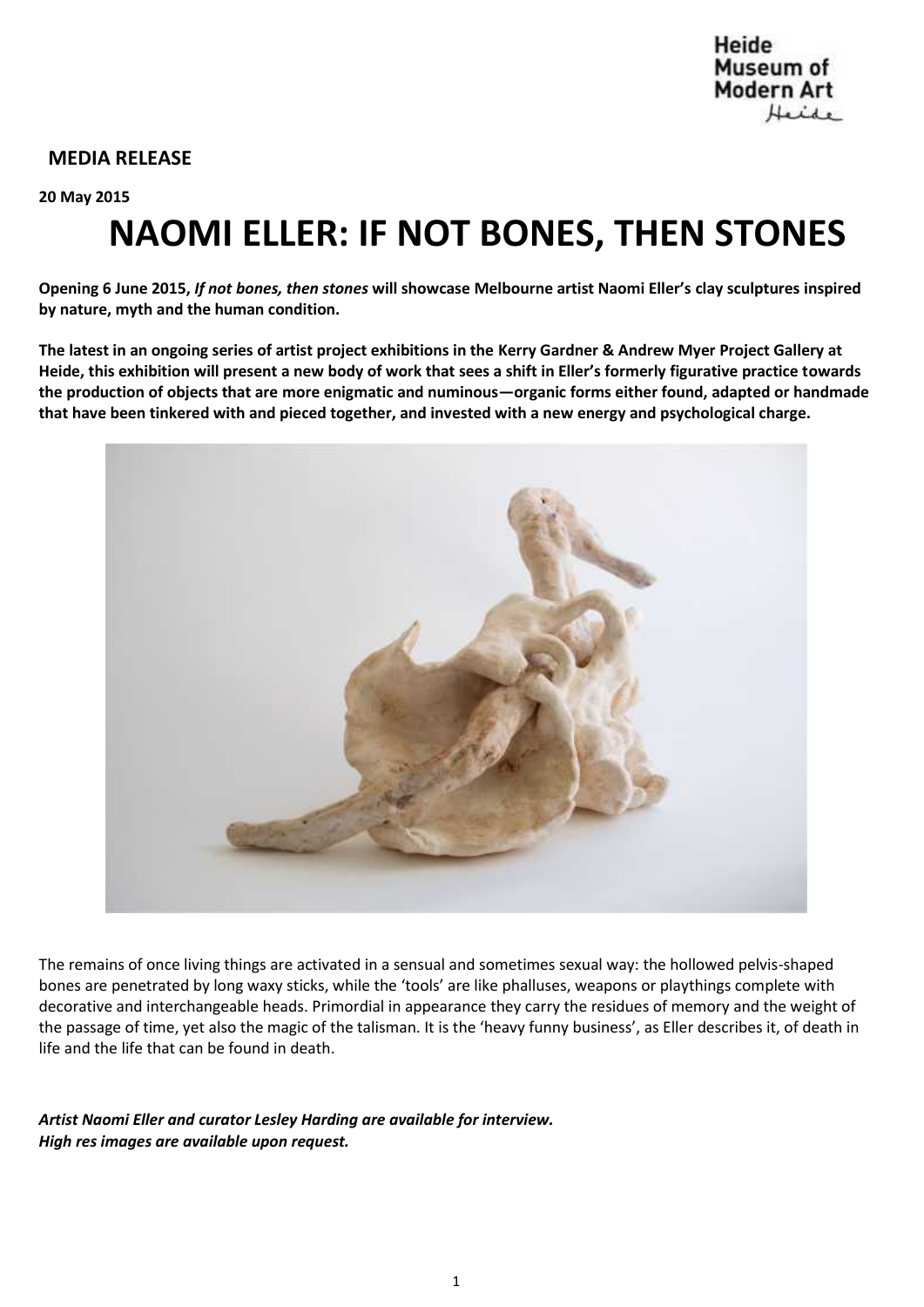Heide Museum of Modern Art

**MEDIA RELEASE**

**20 May 2015**

# NAOMI ELLER: IF NOT BONES, THEN STONES

**Opening 6 June 2015, *If not bones, then stones* will showcase Melbourne artist Naomi Eller's clay sculptures inspired by nature, myth and the human condition.**

**The latest in an ongoing series of artist project exhibitions in the Kerry Gardner & Andrew Myer Project Gallery at Heide, this exhibition will present a new body of work that sees a shift in Eller's formerly figurative practice towards the production of objects that are more enigmatic and numinous—organic forms either found, adapted or handmade that have been tinkered with and pieced together, and invested with a new energy and psychological charge.**

The remains of once living things are activated in a sensual and sometimes sexual way: the hollowed pelvis-shaped bones are penetrated by long waxy sticks, while the 'tools' are like phalluses, weapons or playthings complete with decorative and interchangeable heads. Primordial in appearance they carry the residues of memory and the weight of the passage of time, yet also the magic of the talisman. It is the 'heavy funny business', as Eller describes it, of death in life and the life that can be found in death.

***Artist Naomi Eller and curator Lesley Harding are available for interview.***
***High res images are available upon request.***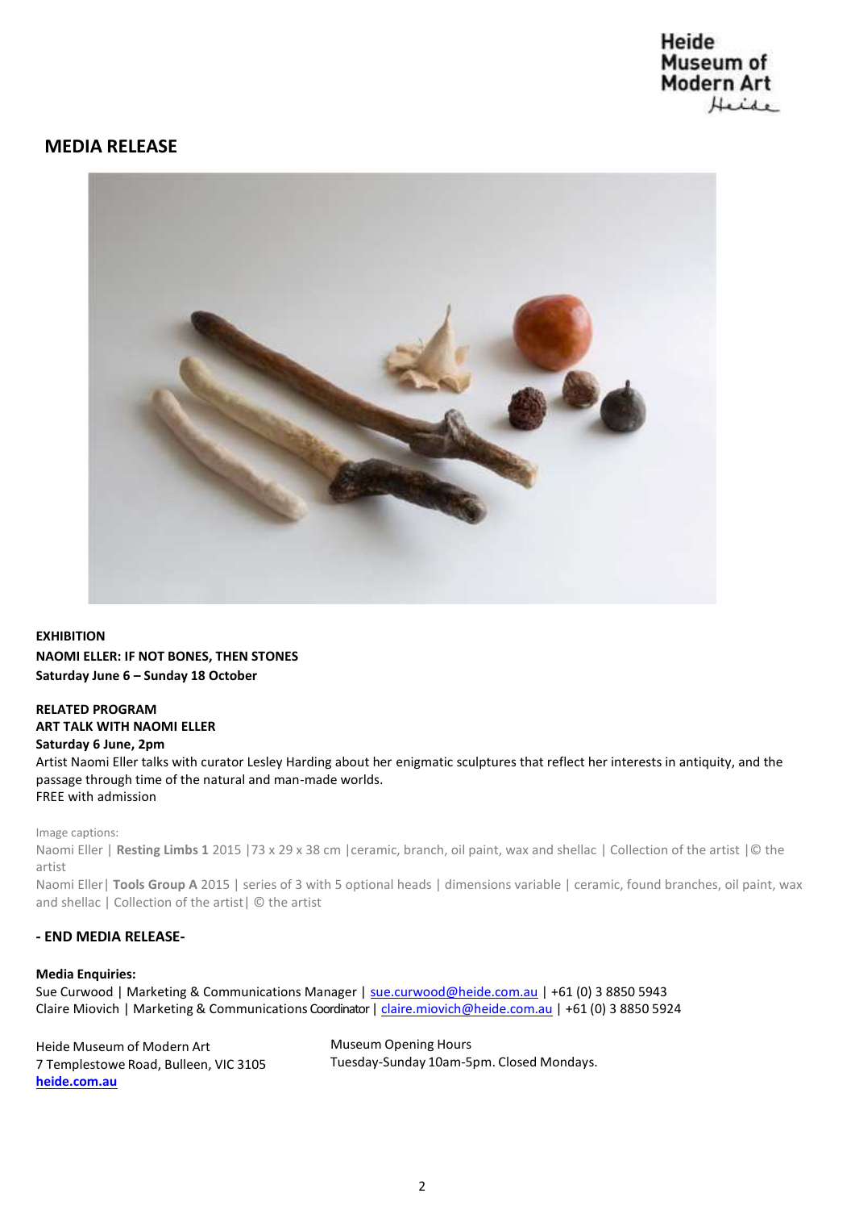Heide Museum of Modern Art

## MEDIA RELEASE

**EXHIBITION**
**NAOMI ELLER: IF NOT BONES, THEN STONES**
**Saturday June 6 – Sunday 18 October**

**RELATED PROGRAM**
**ART TALK WITH NAOMI ELLER**
**Saturday 6 June, 2pm**
Artist Naomi Eller talks with curator Lesley Harding about her enigmatic sculptures that reflect her interests in antiquity, and the passage through time of the natural and man-made worlds.
FREE with admission

Image captions:
Naomi Eller | **Resting Limbs 1** 2015 |73 x 29 x 38 cm |ceramic, branch, oil paint, wax and shellac | Collection of the artist |© the artist
Naomi Eller| **Tools Group A** 2015 | series of 3 with 5 optional heads | dimensions variable | ceramic, found branches, oil paint, wax and shellac | Collection of the artist| © the artist

**- END MEDIA RELEASE-**

**Media Enquiries:**
Sue Curwood | Marketing & Communications Manager | sue.curwood@heide.com.au | +61 (0) 3 8850 5943
Claire Miovich | Marketing & Communications Coordinator | claire.miovich@heide.com.au | +61 (0) 3 8850 5924

Heide Museum of Modern Art
7 Templestowe Road, Bulleen, VIC 3105
**heide.com.au**

Museum Opening Hours
Tuesday-Sunday 10am-5pm. Closed Mondays.